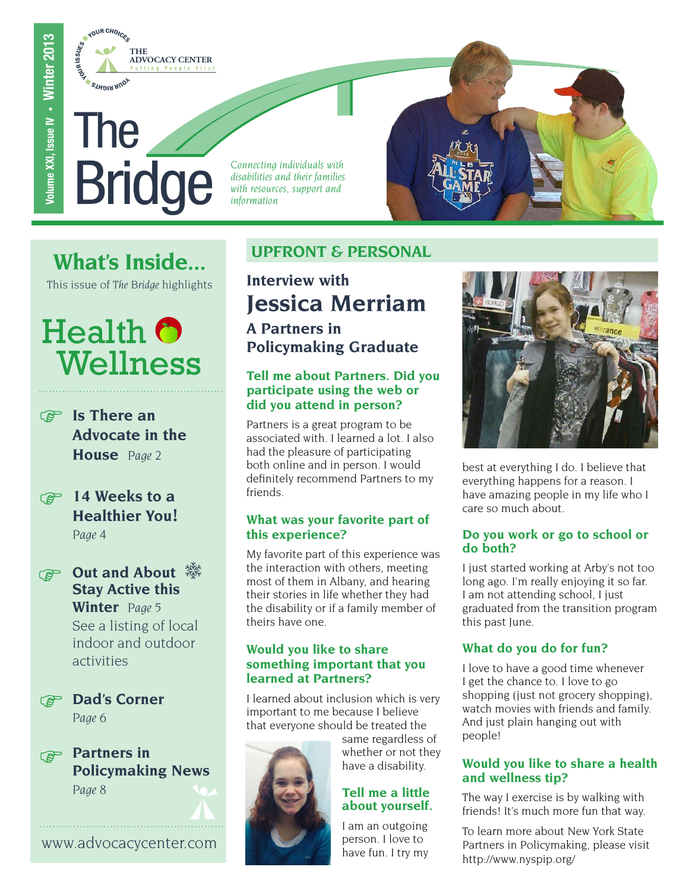Volume XXI, Issue IV • Winter 2013

THE ADVOCACY CENTER
Putting People First

YOUR CHOICES · YOUR ISSUES · YOUR RIGHTS

# The Bridge

*Connecting individuals with disabilities and their families with resources, support and information*

## What's Inside...

This issue of *The Bridge* highlights

# Health Wellness

- **Is There an Advocate in the House** *Page 2*
- **14 Weeks to a Healthier You!** *Page 4*
- **Out and About Stay Active this Winter** *Page 5*
  See a listing of local indoor and outdoor activities
- **Dad's Corner** *Page 6*
- **Partners in Policymaking News** *Page 8*

www.advocacycenter.com

## UPFRONT & PERSONAL

### Interview with Jessica Merriam

### A Partners in Policymaking Graduate

**Tell me about Partners. Did you participate using the web or did you attend in person?**

Partners is a great program to be associated with. I learned a lot. I also had the pleasure of participating both online and in person. I would definitely recommend Partners to my friends.

**What was your favorite part of this experience?**

My favorite part of this experience was the interaction with others, meeting most of them in Albany, and hearing their stories in life whether they had the disability or if a family member of theirs have one.

**Would you like to share something important that you learned at Partners?**

I learned about inclusion which is very important to me because I believe that everyone should be treated the same regardless of whether or not they have a disability.

**Tell me a little about yourself.**

I am an outgoing person. I love to have fun. I try my best at everything I do. I believe that everything happens for a reason. I have amazing people in my life who I care so much about.

**Do you work or go to school or do both?**

I just started working at Arby's not too long ago. I'm really enjoying it so far. I am not attending school, I just graduated from the transition program this past June.

**What do you do for fun?**

I love to have a good time whenever I get the chance to. I love to go shopping (just not grocery shopping), watch movies with friends and family. And just plain hanging out with people!

**Would you like to share a health and wellness tip?**

The way I exercise is by walking with friends! It's much more fun that way.

To learn more about New York State Partners in Policymaking, please visit http://www.nyspip.org/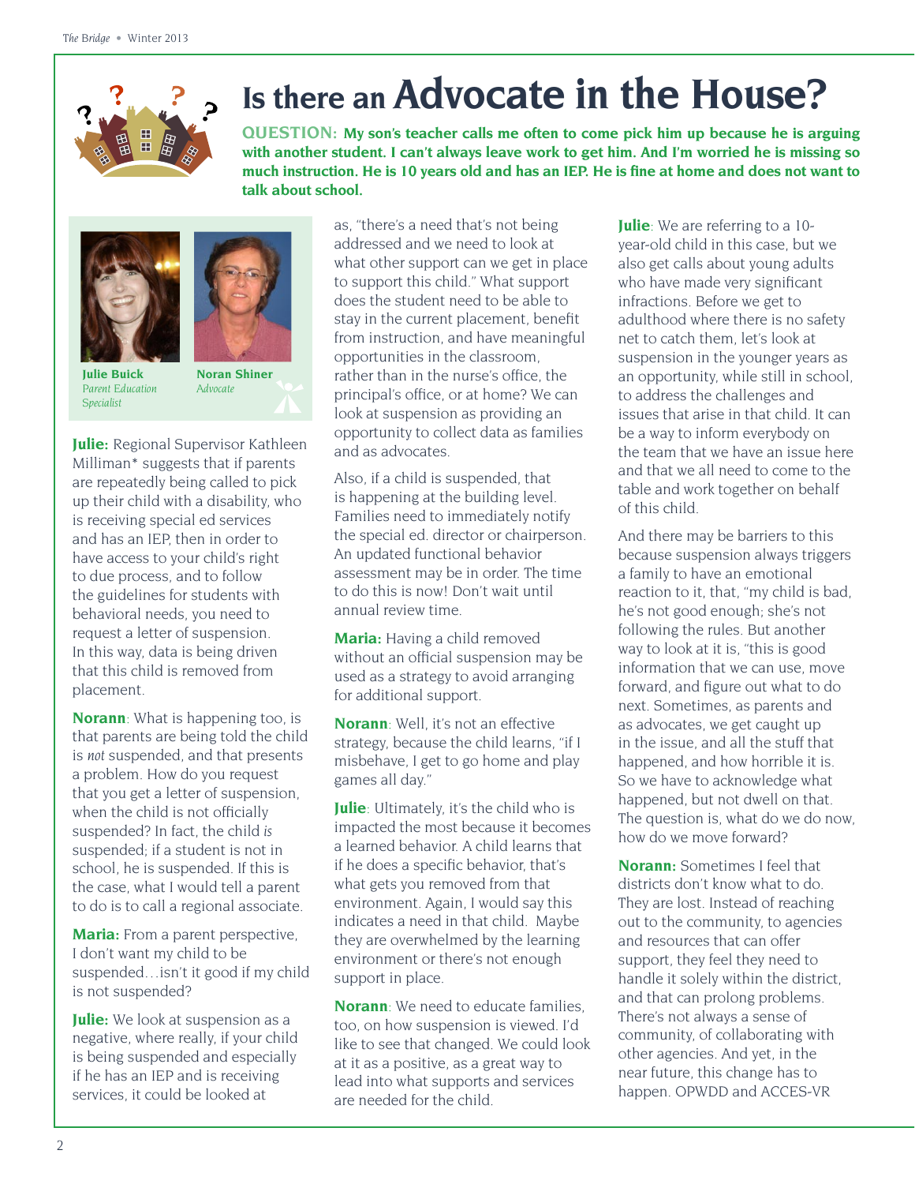# Is there an Advocate in the House?

**QUESTION: My son's teacher calls me often to come pick him up because he is arguing with another student. I can't always leave work to get him. And I'm worried he is missing so much instruction. He is 10 years old and has an IEP. He is fine at home and does not want to talk about school.**

**Julie Buick**
*Parent Education Specialist*

**Noran Shiner**
*Advocate*

**Julie:** Regional Supervisor Kathleen Milliman* suggests that if parents are repeatedly being called to pick up their child with a disability, who is receiving special ed services and has an IEP, then in order to have access to your child's right to due process, and to follow the guidelines for students with behavioral needs, you need to request a letter of suspension. In this way, data is being driven that this child is removed from placement.

**Norann**: What is happening too, is that parents are being told the child is *not* suspended, and that presents a problem. How do you request that you get a letter of suspension, when the child is not officially suspended? In fact, the child *is* suspended; if a student is not in school, he is suspended. If this is the case, what I would tell a parent to do is to call a regional associate.

**Maria:** From a parent perspective, I don't want my child to be suspended…isn't it good if my child is not suspended?

**Julie:** We look at suspension as a negative, where really, if your child is being suspended and especially if he has an IEP and is receiving services, it could be looked at as, "there's a need that's not being addressed and we need to look at what other support can we get in place to support this child." What support does the student need to be able to stay in the current placement, benefit from instruction, and have meaningful opportunities in the classroom, rather than in the nurse's office, the principal's office, or at home? We can look at suspension as providing an opportunity to collect data as families and as advocates.

Also, if a child is suspended, that is happening at the building level. Families need to immediately notify the special ed. director or chairperson. An updated functional behavior assessment may be in order. The time to do this is now! Don't wait until annual review time.

**Maria:** Having a child removed without an official suspension may be used as a strategy to avoid arranging for additional support.

**Norann**: Well, it's not an effective strategy, because the child learns, "if I misbehave, I get to go home and play games all day."

**Julie**: Ultimately, it's the child who is impacted the most because it becomes a learned behavior. A child learns that if he does a specific behavior, that's what gets you removed from that environment. Again, I would say this indicates a need in that child. Maybe they are overwhelmed by the learning environment or there's not enough support in place.

**Norann**: We need to educate families, too, on how suspension is viewed. I'd like to see that changed. We could look at it as a positive, as a great way to lead into what supports and services are needed for the child.

**Julie**: We are referring to a 10-year-old child in this case, but we also get calls about young adults who have made very significant infractions. Before we get to adulthood where there is no safety net to catch them, let's look at suspension in the younger years as an opportunity, while still in school, to address the challenges and issues that arise in that child. It can be a way to inform everybody on the team that we have an issue here and that we all need to come to the table and work together on behalf of this child.

And there may be barriers to this because suspension always triggers a family to have an emotional reaction to it, that, "my child is bad, he's not good enough; she's not following the rules. But another way to look at it is, "this is good information that we can use, move forward, and figure out what to do next. Sometimes, as parents and as advocates, we get caught up in the issue, and all the stuff that happened, and how horrible it is. So we have to acknowledge what happened, but not dwell on that. The question is, what do we do now, how do we move forward?

**Norann:** Sometimes I feel that districts don't know what to do. They are lost. Instead of reaching out to the community, to agencies and resources that can offer support, they feel they need to handle it solely within the district, and that can prolong problems. There's not always a sense of community, of collaborating with other agencies. And yet, in the near future, this change has to happen. OPWDD and ACCES-VR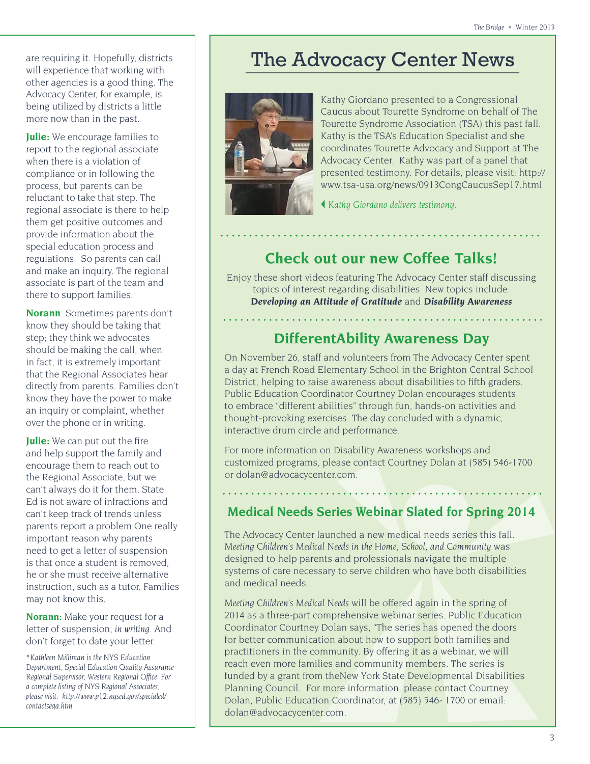are requiring it. Hopefully, districts will experience that working with other agencies is a good thing. The Advocacy Center, for example, is being utilized by districts a little more now than in the past.

**Julie:** We encourage families to report to the regional associate when there is a violation of compliance or in following the process, but parents can be reluctant to take that step. The regional associate is there to help them get positive outcomes and provide information about the special education process and regulations. So parents can call and make an inquiry. The regional associate is part of the team and there to support families.

**Norann**: Sometimes parents don't know they should be taking that step; they think we advocates should be making the call, when in fact, it is extremely important that the Regional Associates hear directly from parents. Families don't know they have the power to make an inquiry or complaint, whether over the phone or in writing.

**Julie:** We can put out the fire and help support the family and encourage them to reach out to the Regional Associate, but we can't always do it for them. State Ed is not aware of infractions and can't keep track of trends unless parents report a problem.One really important reason why parents need to get a letter of suspension is that once a student is removed, he or she must receive alternative instruction, such as a tutor. Families may not know this.

**Norann:** Make your request for a letter of suspension, *in writing*. And don't forget to date your letter.

*\*Kathleen Milliman is the NYS Education Department, Special Education Quality Assurance Regional Supervisor, Western Regional Office. For a complete listing of NYS Regional Associates, please visit: http://www.p12.nysed.gov/specialed/contactseqa.htm*

# The Advocacy Center News

Kathy Giordano presented to a Congressional Caucus about Tourette Syndrome on behalf of The Tourette Syndrome Association (TSA) this past fall. Kathy is the TSA's Education Specialist and she coordinates Tourette Advocacy and Support at The Advocacy Center. Kathy was part of a panel that presented testimony. For details, please visit: http://www.tsa-usa.org/news/0913CongCaucusSep17.html

*Kathy Giordano delivers testimony.*

## Check out our new Coffee Talks!

Enjoy these short videos featuring The Advocacy Center staff discussing topics of interest regarding disabilities. New topics include: ***Developing an Attitude of Gratitude*** and ***Disability Awareness***

## DifferentAbility Awareness Day

On November 26, staff and volunteers from The Advocacy Center spent a day at French Road Elementary School in the Brighton Central School District, helping to raise awareness about disabilities to fifth graders. Public Education Coordinator Courtney Dolan encourages students to embrace "different abilities" through fun, hands-on activities and thought-provoking exercises. The day concluded with a dynamic, interactive drum circle and performance.

For more information on Disability Awareness workshops and customized programs, please contact Courtney Dolan at (585) 546-1700 or dolan@advocacycenter.com.

## Medical Needs Series Webinar Slated for Spring 2014

The Advocacy Center launched a new medical needs series this fall. *Meeting Children's Medical Needs in the Home, School, and Community* was designed to help parents and professionals navigate the multiple systems of care necessary to serve children who have both disabilities and medical needs.

*Meeting Children's Medical Needs* will be offered again in the spring of 2014 as a three-part comprehensive webinar series. Public Education Coordinator Courtney Dolan says, "The series has opened the doors for better communication about how to support both families and practitioners in the community. By offering it as a webinar, we will reach even more families and community members. The series is funded by a grant from theNew York State Developmental Disabilities Planning Council. For more information, please contact Courtney Dolan, Public Education Coordinator, at (585) 546- 1700 or email: dolan@advocacycenter.com.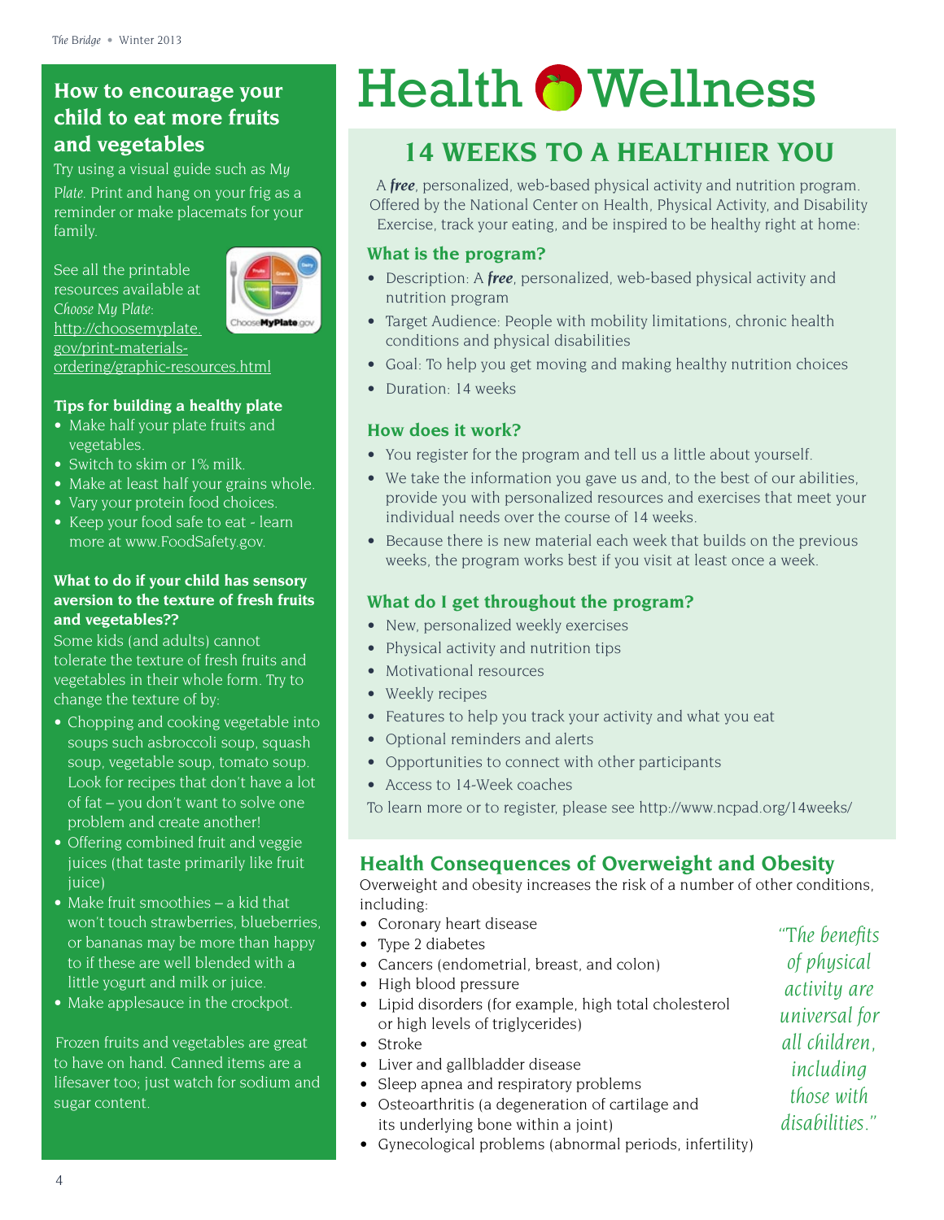# Health Wellness

## How to encourage your child to eat more fruits and vegetables

Try using a visual guide such as *My Plate*. Print and hang on your frig as a reminder or make placemats for your family.

See all the printable resources available at *Choose My Plate*: http://choosemyplate.gov/print-materials-ordering/graphic-resources.html

### Tips for building a healthy plate

- Make half your plate fruits and vegetables.
- Switch to skim or 1% milk.
- Make at least half your grains whole.
- Vary your protein food choices.
- Keep your food safe to eat - learn more at www.FoodSafety.gov.

### What to do if your child has sensory aversion to the texture of fresh fruits and vegetables??

Some kids (and adults) cannot tolerate the texture of fresh fruits and vegetables in their whole form. Try to change the texture of by:

- Chopping and cooking vegetable into soups such asbroccoli soup, squash soup, vegetable soup, tomato soup. Look for recipes that don't have a lot of fat – you don't want to solve one problem and create another!
- Offering combined fruit and veggie juices (that taste primarily like fruit juice)
- Make fruit smoothies – a kid that won't touch strawberries, blueberries, or bananas may be more than happy to if these are well blended with a little yogurt and milk or juice.
- Make applesauce in the crockpot.

Frozen fruits and vegetables are great to have on hand. Canned items are a lifesaver too; just watch for sodium and sugar content.

## 14 WEEKS TO A HEALTHIER YOU

A ***free***, personalized, web-based physical activity and nutrition program. Offered by the National Center on Health, Physical Activity, and Disability Exercise, track your eating, and be inspired to be healthy right at home:

### What is the program?

- Description: A ***free***, personalized, web-based physical activity and nutrition program
- Target Audience: People with mobility limitations, chronic health conditions and physical disabilities
- Goal: To help you get moving and making healthy nutrition choices
- Duration: 14 weeks

### How does it work?

- You register for the program and tell us a little about yourself.
- We take the information you gave us and, to the best of our abilities, provide you with personalized resources and exercises that meet your individual needs over the course of 14 weeks.
- Because there is new material each week that builds on the previous weeks, the program works best if you visit at least once a week.

### What do I get throughout the program?

- New, personalized weekly exercises
- Physical activity and nutrition tips
- Motivational resources
- Weekly recipes
- Features to help you track your activity and what you eat
- Optional reminders and alerts
- Opportunities to connect with other participants
- Access to 14-Week coaches

To learn more or to register, please see http://www.ncpad.org/14weeks/

## Health Consequences of Overweight and Obesity

Overweight and obesity increases the risk of a number of other conditions, including:

- Coronary heart disease
- Type 2 diabetes
- Cancers (endometrial, breast, and colon)
- High blood pressure
- Lipid disorders (for example, high total cholesterol or high levels of triglycerides)
- Stroke
- Liver and gallbladder disease
- Sleep apnea and respiratory problems
- Osteoarthritis (a degeneration of cartilage and its underlying bone within a joint)
- Gynecological problems (abnormal periods, infertility)

*"The benefits of physical activity are universal for all children, including those with disabilities."*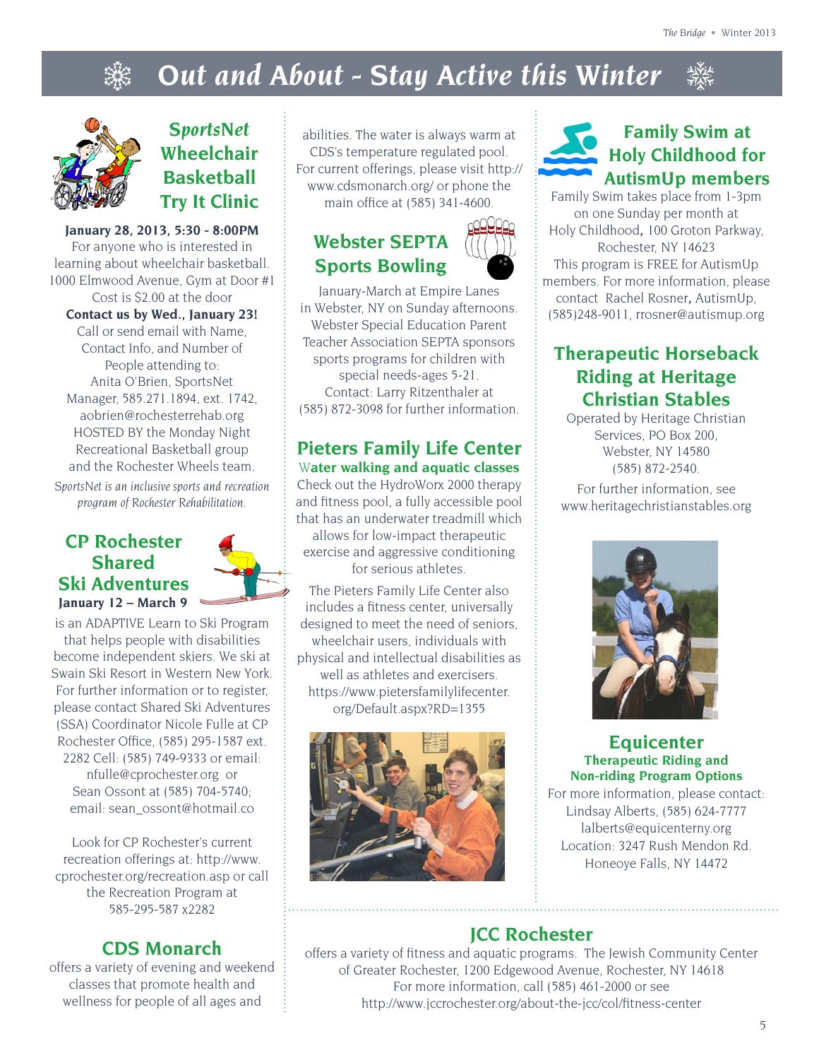# Out and About - Stay Active this Winter

## SportsNet Wheelchair Basketball Try It Clinic

**January 28, 2013, 5:30 - 8:00PM**
For anyone who is interested in learning about wheelchair basketball. 1000 Elmwood Avenue, Gym at Door #1
Cost is $2.00 at the door
**Contact us by Wed., January 23!**
Call or send email with Name, Contact Info, and Number of People attending to:
Anita O'Brien, SportsNet Manager, 585.271.1894, ext. 1742, aobrien@rochesterrehab.org
HOSTED BY the Monday Night Recreational Basketball group and the Rochester Wheels team.

*SportsNet is an inclusive sports and recreation program of Rochester Rehabilitation.*

## CP Rochester Shared Ski Adventures

**January 12 – March 9**

is an ADAPTIVE Learn to Ski Program that helps people with disabilities become independent skiers. We ski at Swain Ski Resort in Western New York. For further information or to register, please contact Shared Ski Adventures (SSA) Coordinator Nicole Fulle at CP Rochester Office, (585) 295-1587 ext. 2282 Cell: (585) 749-9333 or email: nfulle@cprochester.org or Sean Ossont at (585) 704-5740; email: sean_ossont@hotmail.co

Look for CP Rochester's current recreation offerings at: http://www.cprochester.org/recreation.asp or call the Recreation Program at 585-295-587 x2282

## CDS Monarch

offers a variety of evening and weekend classes that promote health and wellness for people of all ages and abilities. The water is always warm at CDS's temperature regulated pool. For current offerings, please visit http://www.cdsmonarch.org/ or phone the main office at (585) 341-4600.

## Webster SEPTA Sports Bowling

January-March at Empire Lanes in Webster, NY on Sunday afternoons. Webster Special Education Parent Teacher Association SEPTA sponsors sports programs for children with special needs-ages 5-21. Contact: Larry Ritzenthaler at (585) 872-3098 for further information.

## Pieters Family Life Center

**Water walking and aquatic classes**

Check out the HydroWorx 2000 therapy and fitness pool, a fully accessible pool that has an underwater treadmill which allows for low-impact therapeutic exercise and aggressive conditioning for serious athletes.

The Pieters Family Life Center also includes a fitness center, universally designed to meet the need of seniors, wheelchair users, individuals with physical and intellectual disabilities as well as athletes and exercisers. https://www.pietersfamilylifecenter.org/Default.aspx?RD=1355

## Family Swim at Holy Childhood for AutismUp members

Family Swim takes place from 1-3pm on one Sunday per month at Holy Childhood, 100 Groton Parkway, Rochester, NY 14623
This program is FREE for AutismUp members. For more information, please contact Rachel Rosner, AutismUp, (585)248-9011, rrosner@autismup.org

## Therapeutic Horseback Riding at Heritage Christian Stables

Operated by Heritage Christian Services, PO Box 200, Webster, NY 14580
(585) 872-2540.

For further information, see www.heritagechristianstables.org

## Equicenter

**Therapeutic Riding and Non-riding Program Options**

For more information, please contact: Lindsay Alberts, (585) 624-7777
lalberts@equicenterny.org
Location: 3247 Rush Mendon Rd. Honeoye Falls, NY 14472

## JCC Rochester

offers a variety of fitness and aquatic programs. The Jewish Community Center of Greater Rochester, 1200 Edgewood Avenue, Rochester, NY 14618
For more information, call (585) 461-2000 or see http://www.jccrochester.org/about-the-jcc/col/fitness-center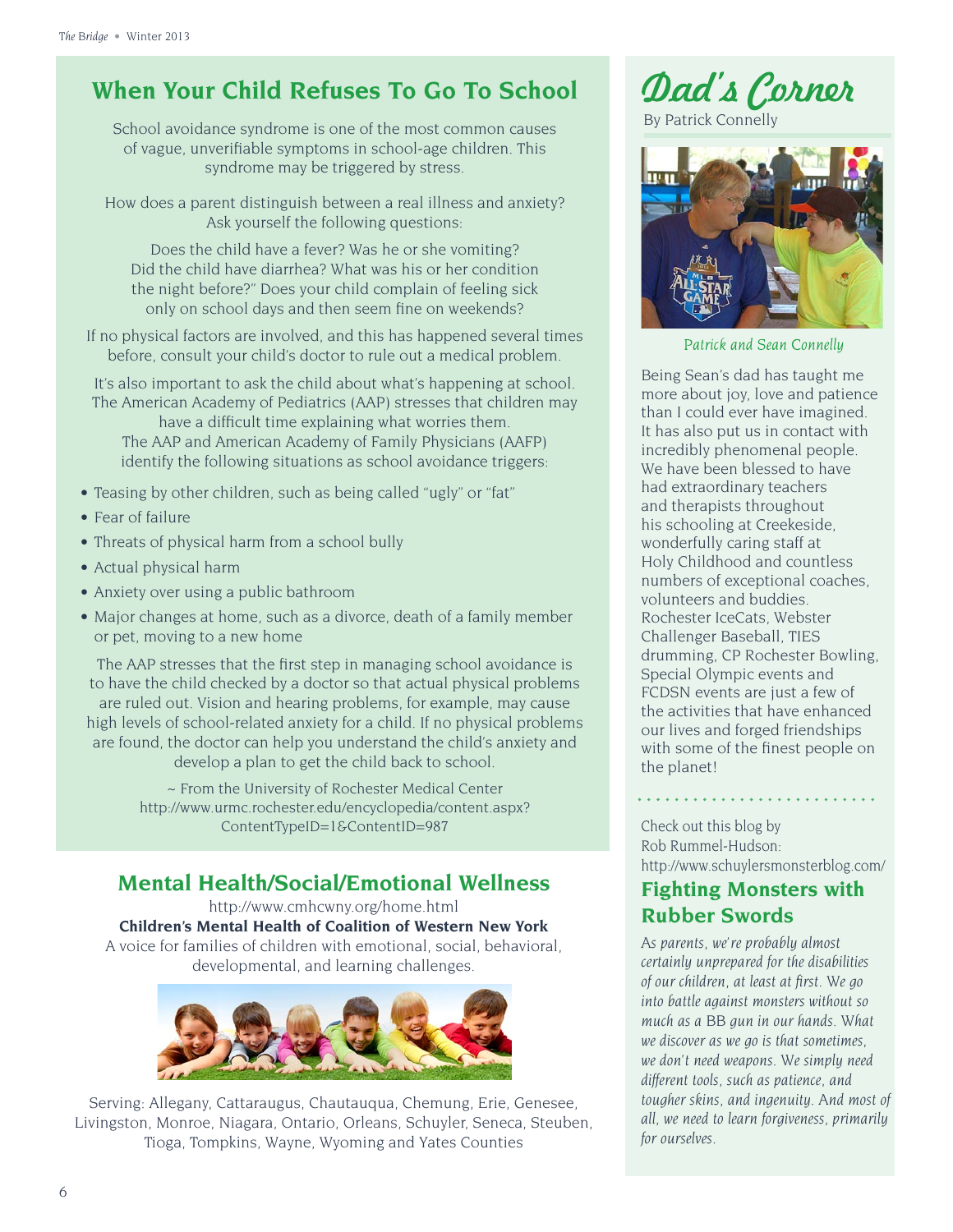## When Your Child Refuses To Go To School

School avoidance syndrome is one of the most common causes of vague, unverifiable symptoms in school-age children. This syndrome may be triggered by stress.

How does a parent distinguish between a real illness and anxiety? Ask yourself the following questions:

Does the child have a fever? Was he or she vomiting? Did the child have diarrhea? What was his or her condition the night before?" Does your child complain of feeling sick only on school days and then seem fine on weekends?

If no physical factors are involved, and this has happened several times before, consult your child's doctor to rule out a medical problem.

It's also important to ask the child about what's happening at school. The American Academy of Pediatrics (AAP) stresses that children may have a difficult time explaining what worries them. The AAP and American Academy of Family Physicians (AAFP) identify the following situations as school avoidance triggers:

- Teasing by other children, such as being called "ugly" or "fat"
- Fear of failure
- Threats of physical harm from a school bully
- Actual physical harm
- Anxiety over using a public bathroom
- Major changes at home, such as a divorce, death of a family member or pet, moving to a new home

The AAP stresses that the first step in managing school avoidance is to have the child checked by a doctor so that actual physical problems are ruled out. Vision and hearing problems, for example, may cause high levels of school-related anxiety for a child. If no physical problems are found, the doctor can help you understand the child's anxiety and develop a plan to get the child back to school.

~ From the University of Rochester Medical Center
http://www.urmc.rochester.edu/encyclopedia/content.aspx?ContentTypeID=1&ContentID=987

## Mental Health/Social/Emotional Wellness

http://www.cmhcwny.org/home.html

**Children's Mental Health of Coalition of Western New York**

A voice for families of children with emotional, social, behavioral, developmental, and learning challenges.

Serving: Allegany, Cattaraugus, Chautauqua, Chemung, Erie, Genesee, Livingston, Monroe, Niagara, Ontario, Orleans, Schuyler, Seneca, Steuben, Tioga, Tompkins, Wayne, Wyoming and Yates Counties

## Dad's Corner

By Patrick Connelly

*Patrick and Sean Connelly*

Being Sean's dad has taught me more about joy, love and patience than I could ever have imagined. It has also put us in contact with incredibly phenomenal people. We have been blessed to have had extraordinary teachers and therapists throughout his schooling at Creekeside, wonderfully caring staff at Holy Childhood and countless numbers of exceptional coaches, volunteers and buddies. Rochester IceCats, Webster Challenger Baseball, TIES drumming, CP Rochester Bowling, Special Olympic events and FCDSN events are just a few of the activities that have enhanced our lives and forged friendships with some of the finest people on the planet!

Check out this blog by Rob Rummel-Hudson:
http://www.schuylersmonsterblog.com/

## Fighting Monsters with Rubber Swords

*As parents, we're probably almost certainly unprepared for the disabilities of our children, at least at first. We go into battle against monsters without so much as a BB gun in our hands. What we discover as we go is that sometimes, we don't need weapons. We simply need different tools, such as patience, and tougher skins, and ingenuity. And most of all, we need to learn forgiveness, primarily for ourselves.*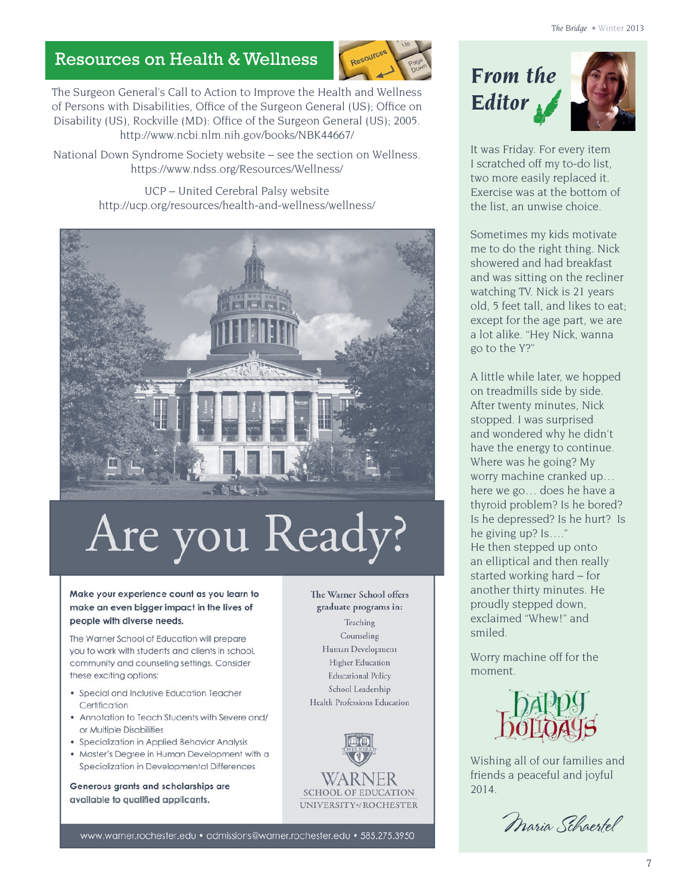## Resources on Health & Wellness

The Surgeon General's Call to Action to Improve the Health and Wellness of Persons with Disabilities, Office of the Surgeon General (US); Office on Disability (US), Rockville (MD): Office of the Surgeon General (US); 2005. http://www.ncbi.nlm.nih.gov/books/NBK44667/

National Down Syndrome Society website – see the section on Wellness. https://www.ndss.org/Resources/Wellness/

UCP – United Cerebral Palsy website http://ucp.org/resources/health-and-wellness/wellness/

# Are you Ready?

**Make your experience count as you learn to make an even bigger impact in the lives of people with diverse needs.**

The Warner School of Education will prepare you to work with students and clients in school, community and counseling settings. Consider these exciting options:

- Special and Inclusive Education Teacher Certification
- Annotation to Teach Students with Severe and/or Multiple Disabilities
- Specialization in Applied Behavior Analysis
- Master's Degree in Human Development with a Specialization in Developmental Differences

**Generous grants and scholarships are available to qualified applicants.**

The Warner School offers graduate programs in:

Teaching
Counseling
Human Development
Higher Education
Educational Policy
School Leadership
Health Professions Education

WARNER SCHOOL OF EDUCATION
UNIVERSITY of ROCHESTER

www.warner.rochester.edu • admissions@warner.rochester.edu • 585.275.3950

## *From the Editor*

It was Friday. For every item I scratched off my to-do list, two more easily replaced it. Exercise was at the bottom of the list, an unwise choice.

Sometimes my kids motivate me to do the right thing. Nick showered and had breakfast and was sitting on the recliner watching TV. Nick is 21 years old, 5 feet tall, and likes to eat; except for the age part, we are a lot alike. "Hey Nick, wanna go to the Y?"

A little while later, we hopped on treadmills side by side. After twenty minutes, Nick stopped. I was surprised and wondered why he didn't have the energy to continue. Where was he going? My worry machine cranked up… here we go… does he have a thyroid problem? Is he bored? Is he depressed? Is he hurt? Is he giving up? Is…." He then stepped up onto an elliptical and then really started working hard – for another thirty minutes. He proudly stepped down, exclaimed "Whew!" and smiled.

Worry machine off for the moment.

happy holidays

Wishing all of our families and friends a peaceful and joyful 2014.

*Maria Schaertel*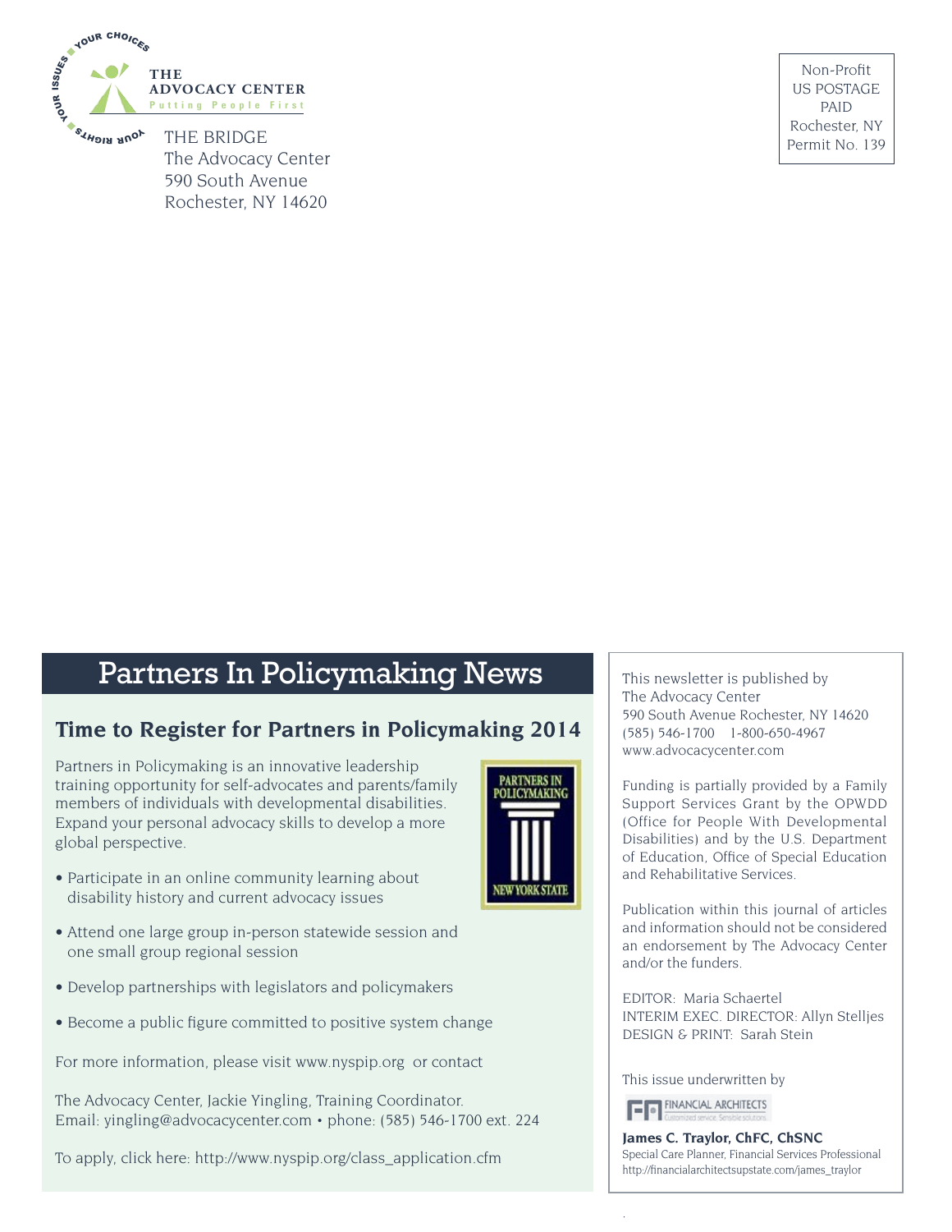THE ADVOCACY CENTER

Putting People First

YOUR CHOICES • YOUR ISSUES • YOUR RIGHTS

THE BRIDGE
The Advocacy Center
590 South Avenue
Rochester, NY 14620

Non-Profit
US POSTAGE
PAID
Rochester, NY
Permit No. 139

# Partners In Policymaking News

## Time to Register for Partners in Policymaking 2014

Partners in Policymaking is an innovative leadership training opportunity for self-advocates and parents/family members of individuals with developmental disabilities. Expand your personal advocacy skills to develop a more global perspective.

- Participate in an online community learning about disability history and current advocacy issues
- Attend one large group in-person statewide session and one small group regional session
- Develop partnerships with legislators and policymakers
- Become a public figure committed to positive system change

For more information, please visit www.nyspip.org or contact

The Advocacy Center, Jackie Yingling, Training Coordinator.
Email: yingling@advocacycenter.com • phone: (585) 546-1700 ext. 224

To apply, click here: http://www.nyspip.org/class_application.cfm

PARTNERS IN POLICYMAKING
NEW YORK STATE

This newsletter is published by
The Advocacy Center
590 South Avenue Rochester, NY 14620
(585) 546-1700 1-800-650-4967
www.advocacycenter.com

Funding is partially provided by a Family Support Services Grant by the OPWDD (Office for People With Developmental Disabilities) and by the U.S. Department of Education, Office of Special Education and Rehabilitative Services.

Publication within this journal of articles and information should not be considered an endorsement by The Advocacy Center and/or the funders.

EDITOR: Maria Schaertel
INTERIM EXEC. DIRECTOR: Allyn Stelljes
DESIGN & PRINT: Sarah Stein

This issue underwritten by

FINANCIAL ARCHITECTS
Customized service. Sensible solutions.

**James C. Traylor, ChFC, ChSNC**
Special Care Planner, Financial Services Professional
http://financialarchitectsupstate.com/james_traylor